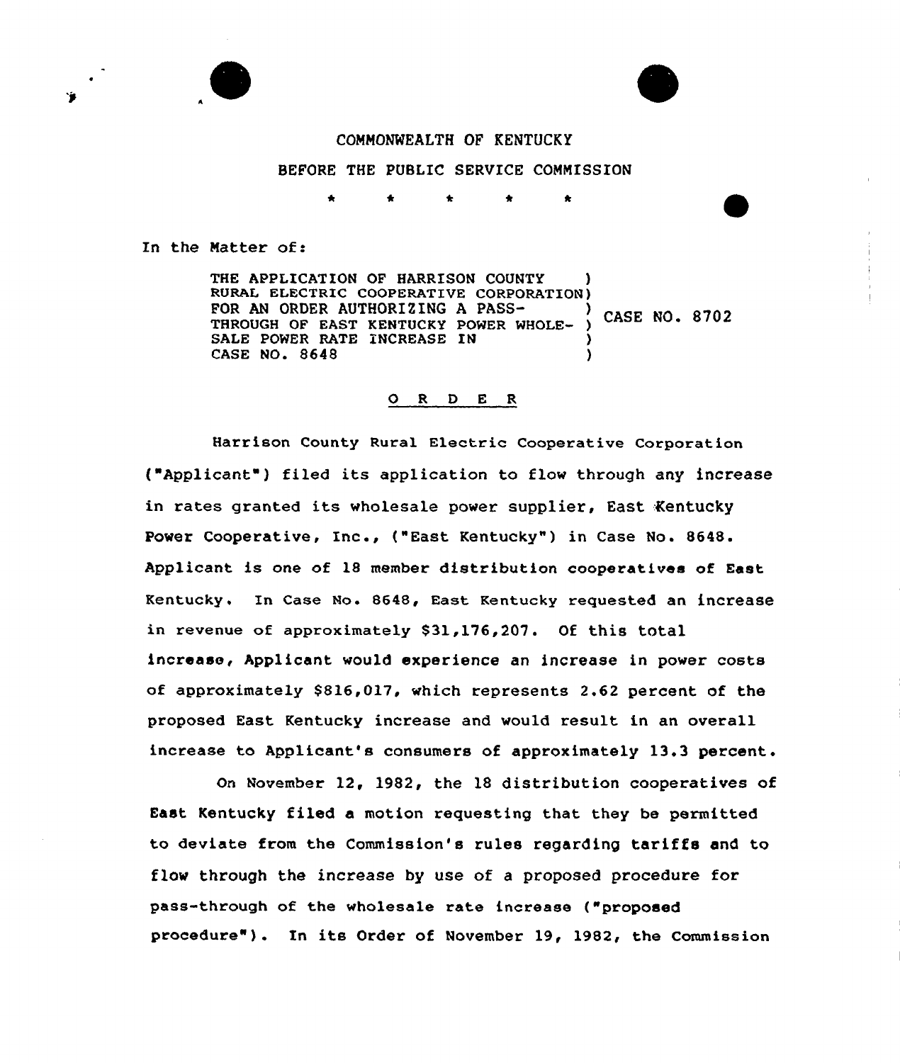COMMONWEALTH OF KENTUCKY

BEFORE THE PUBLIC SERVICE COMMISSION

\* \* \* \* \*

In the Matter of:

THE APPLICATION OF HARRISON COUNTY RURAL ELECTRIC COOPERATIVE CORPORATION FOR AN ORDER AUTHORIZING A PASS-THROUGH OF EAST KENTUCKY POWER WHOLESALE POWER RATE INCREASE IN CASE NO. 8648 ) CASE NO. 8702

O R D E R

Harrison County Rural Electric Cooperative Corporation ("Applicant") filed its application to flow through any increase in rates granted its wholesale power supplier, East Kentucky Power Cooperative, Inc., ("East Kentucky") in Case No. 8648. Applicant is one of 18 member distribution cooperatives of East Kentucky. In Case No. 8648, East Kentucky requested an increase in revenue of approximately $31,176,207. Of this total increase, Applicant would experience an increase in power costs of approximately $816,017, which represents 2.62 percent of the proposed East Kentucky increase and would result in an overall increase to Applicant's consumers of approximately 13.3 percent.

On November 12, 1982, the 18 distribution cooperatives of East Kentucky filed a motion requesting that they be permitted to deviate from the Commission's rules regarding tariffs and to flow through the increase by use of a proposed procedure for pass-through of the wholesale rate increase ("proposed procedure"). In its Order of November 19, 1982, the Commission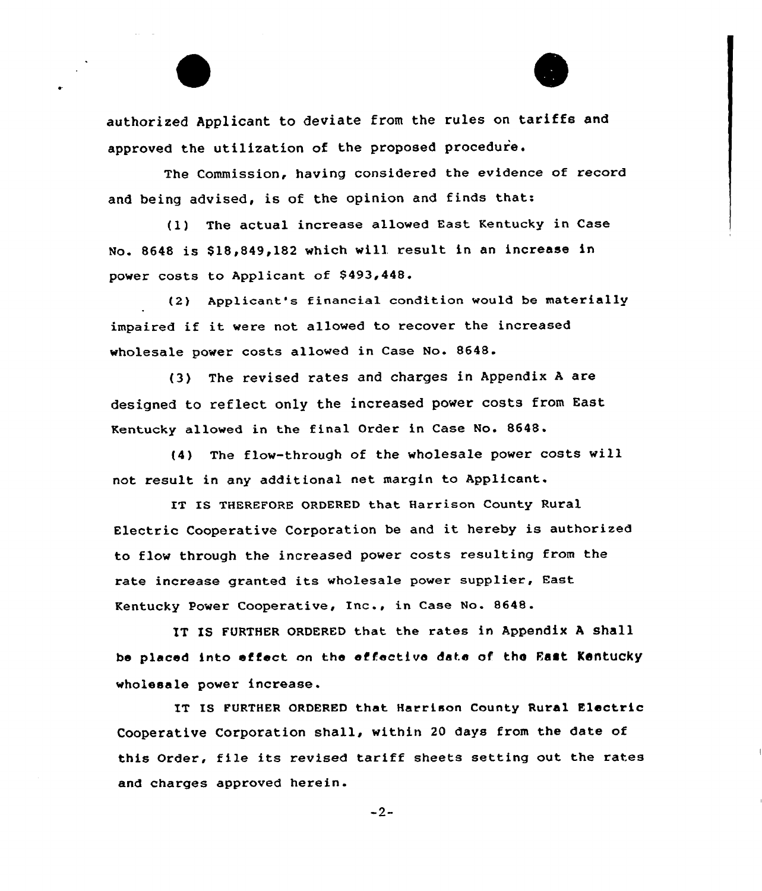authorized Applicant to deviate from the rules on tariffs and approved the utilization of the proposed procedure.

The Commission, having considered the evidence of record and being advised, is of the opinion and finds that:

(1) The actual increase allowed East Kentucky in Case No. 8648 is $18,849,182 which will result in an increase in power costs to Applicant of $493,448.

(2) Applicant's financial condition would be materially impaired if it were not allowed to recover the increased wholesale power costs allowed in Case No. 8648.

(3) The revised rates and charges in Appendix A are designed to reflect only the increased power costs from East Kentucky allowed in the final Order in Case No. 8648.

(4) The flow-through of the wholesale power costs will not result in any additional net margin to Applicant.

IT IS THEREFORE ORDERED that Harrison County Rural Electric Cooperative Corporation be and it hereby is authorized to flow through the increased power costs resulting from the rate increase granted its wholesale power supplier, East Kentucky Power Cooperative, Inc., in Case No. 8648.

IT IS FURTHER ORDERED that the rates in Appendix A shall be placed into effect on the effective date of the East Kentucky wholesale power increase.

IT IS FURTHER ORDERED that Harrison County Rural Electric Cooperative Corporation shall, within 20 days from the date of this Order, file its revised tariff sheets setting out the rates and charges approved herein.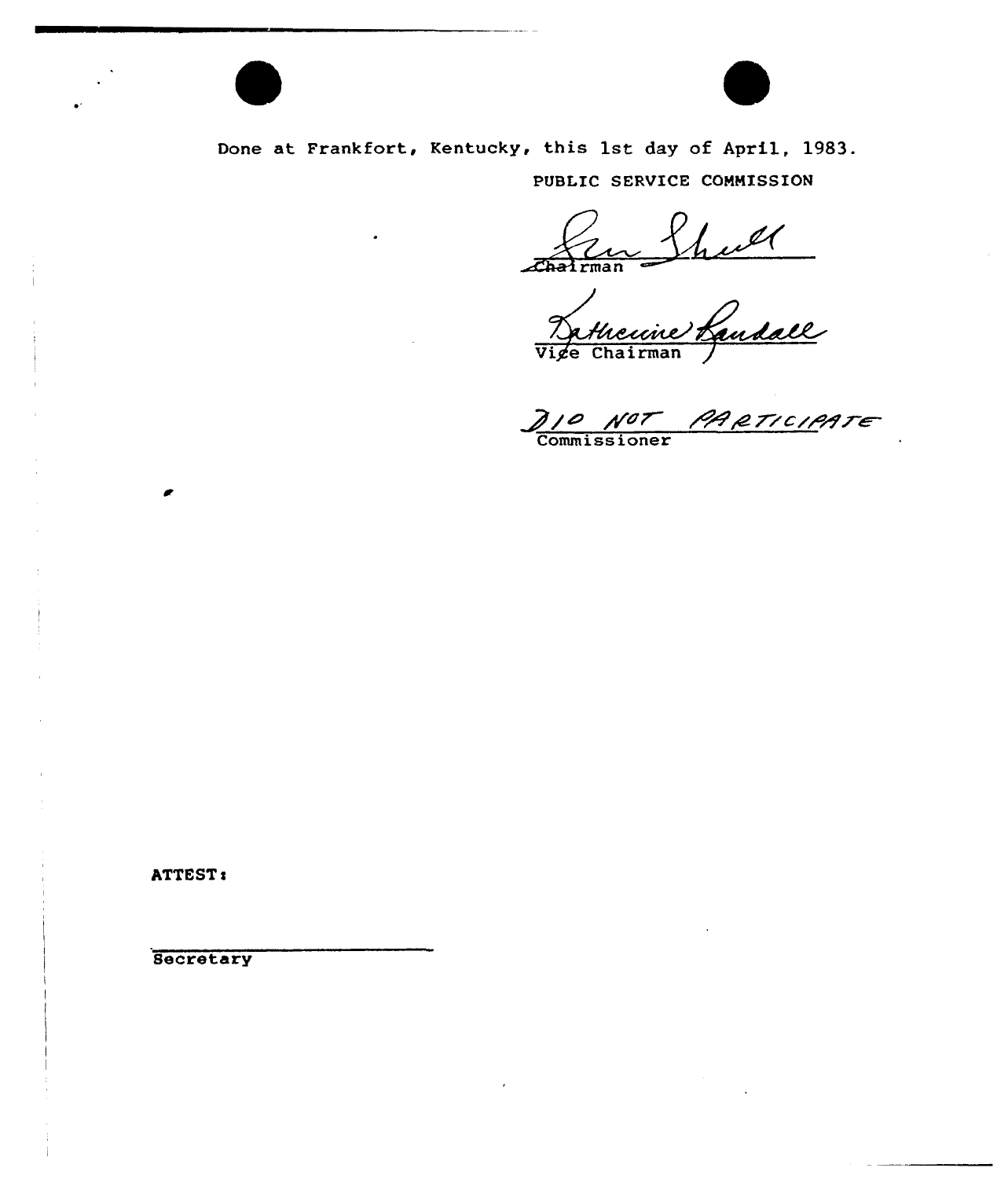Done at Frankfort, Kentucky, this 1st day of April, 1983.

PUBLIC SERVICE COMMISSION

Chairman

Vice Chairman

DID NOT PARTICIPATE
Commissioner

ATTEST:

Secretary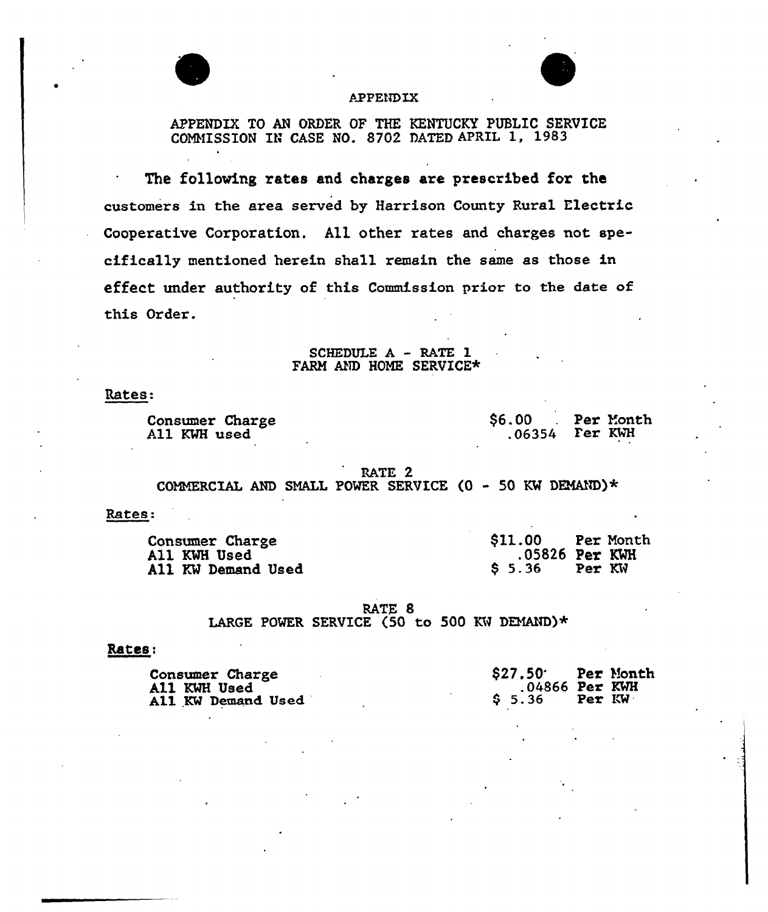# APPENDIX

APPENDIX TO AN ORDER OF THE KENTUCKY PUBLIC SERVICE COMMISSION IN CASE NO. 8702 DATED APRIL 1, 1983

The following rates and charges are prescribed for the customers in the area served by Harrison County Rural Electric Cooperative Corporation. All other rates and charges not specifically mentioned herein shall remain the same as those in effect under authority of this Commission prior to the date of this Order.

## SCHEDULE A - RATE 1
## FARM AND HOME SERVICE*

Rates:

| | | |
|---|---|---|
| Consumer Charge | $6.00 | Per Month |
| All KWH used | .06354 | Per KWH |

## RATE 2
## COMMERCIAL AND SMALL POWER SERVICE (0 - 50 KW DEMAND)*

Rates:

| | | |
|---|---|---|
| Consumer Charge | $11.00 | Per Month |
| All KWH Used | .05826 | Per KWH |
| All KW Demand Used | $ 5.36 | Per KW |

## RATE 8
## LARGE POWER SERVICE (50 to 500 KW DEMAND)*

**Rates:**

| | | |
|---|---|---|
| Consumer Charge | $27.50 | Per Month |
| All KWH Used | .04866 | Per KWH |
| All KW Demand Used | $ 5.36 | Per KW |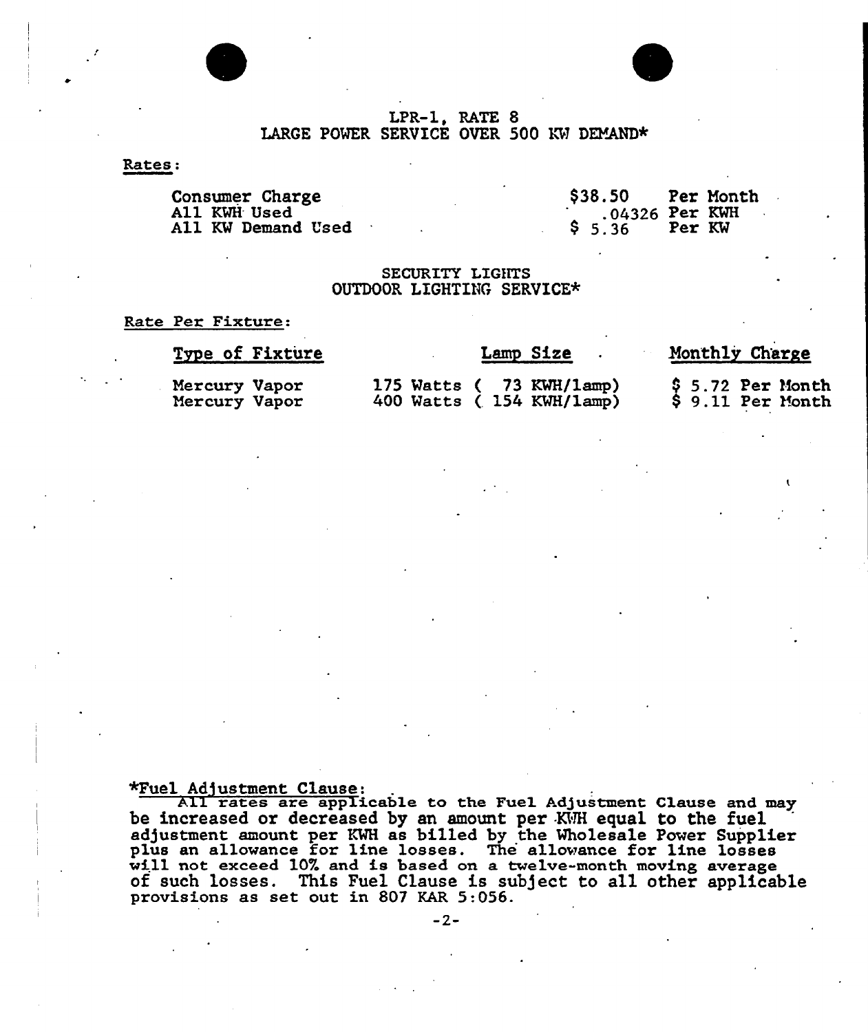## LPR-1, RATE 8
## LARGE POWER SERVICE OVER 500 KW DEMAND*

Rates:

| | | |
|---|---|---|
| Consumer Charge | $38.50 | Per Month |
| All KWH Used | .04326 | Per KWH |
| All KW Demand Used | $ 5.36 | Per KW |

## SECURITY LIGHTS
## OUTDOOR LIGHTING SERVICE*

Rate Per Fixture:

| Type of Fixture | Lamp Size | Monthly Charge |
|---|---|---|
| Mercury Vapor | 175 Watts ( 73 KWH/lamp) | $ 5.72 Per Month |
| Mercury Vapor | 400 Watts ( 154 KWH/lamp) | $ 9.11 Per Month |

*Fuel Adjustment Clause:

All rates are applicable to the Fuel Adjustment Clause and may be increased or decreased by an amount per KWH equal to the fuel adjustment amount per KWH as billed by the Wholesale Power Supplier plus an allowance for line losses. The allowance for line losses will not exceed 10% and is based on a twelve-month moving average of such losses. This Fuel Clause is subject to all other applicable provisions as set out in 807 KAR 5:056.